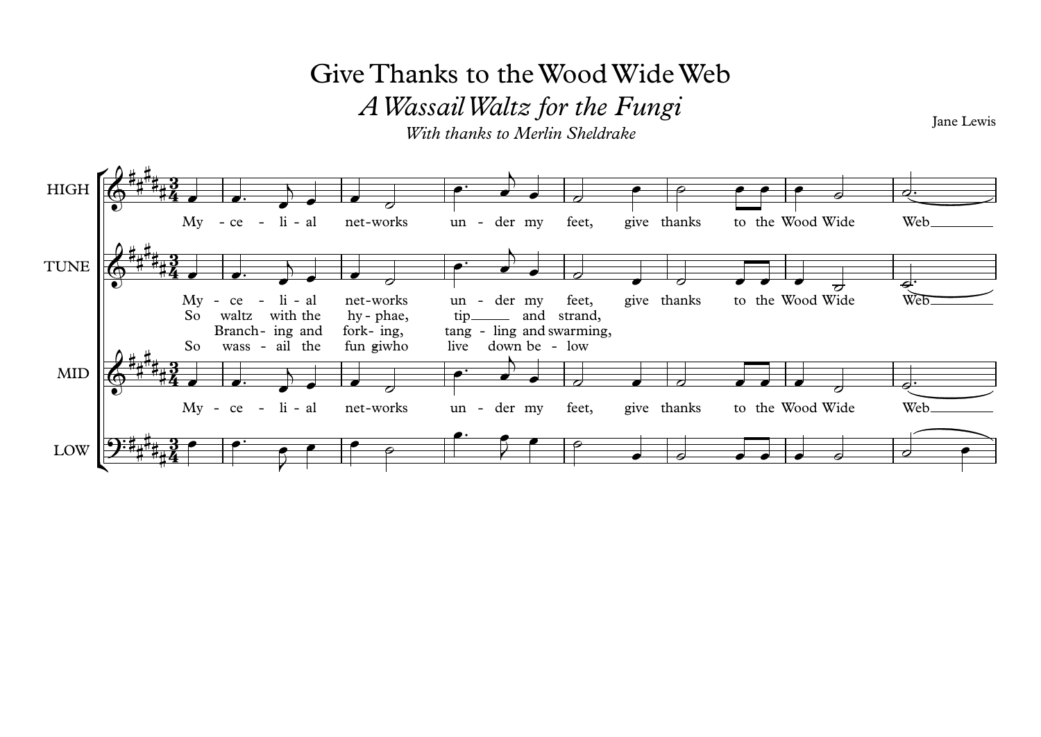# Give Thanks to the Wood Wide Web

## *A Wassail Waltz for the Fungi*

*With thanks to Merlin Sheldrake*

Jane Lewis

HIGH

My - ce - li - al net-works un - der my feet, give thanks to the Wood Wide Web

TUNE

My - ce - li - al net-works un - der my feet, give thanks to the Wood Wide Web

So waltz with the hy - phae, tip and strand,

Branch- ing and fork- ing, tang - ling and swarming,

So wass - ail the fun - gi who live down be - low

MID

My - ce - li - al net-works un - der my feet, give thanks to the Wood Wide Web

LOW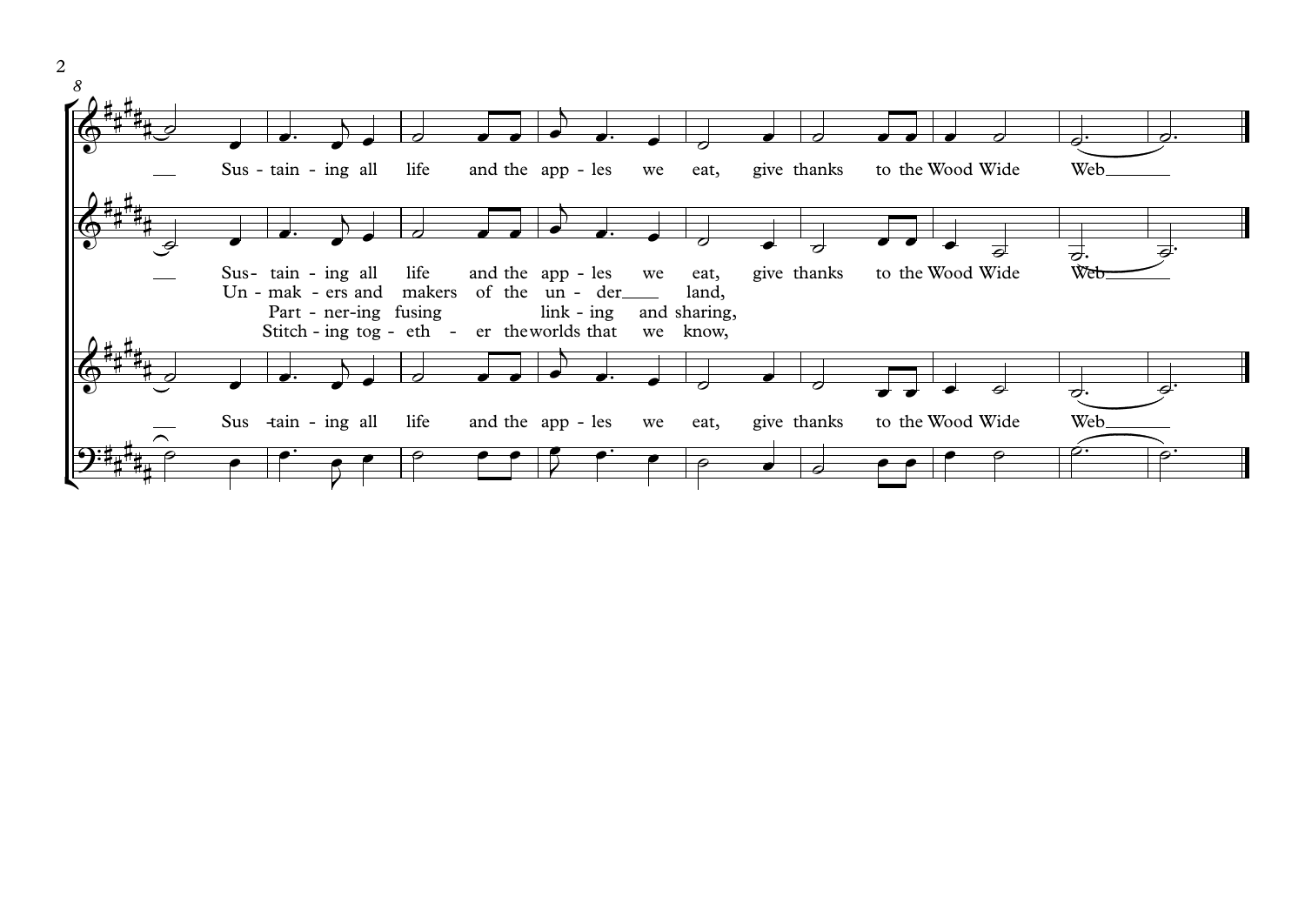Sus - tain - ing all life and the app - les we eat, give thanks to the Wood Wide Web

Sus- tain - ing all life and the app - les we eat, give thanks to the Wood Wide Web

Un - mak - ers and makers of the un - der land,

Part - ner-ing fusing link - ing and sharing,

Stitch - ing tog - eth - er the worlds that we know,

Sus -tain - ing all life and the app - les we eat, give thanks to the Wood Wide Web